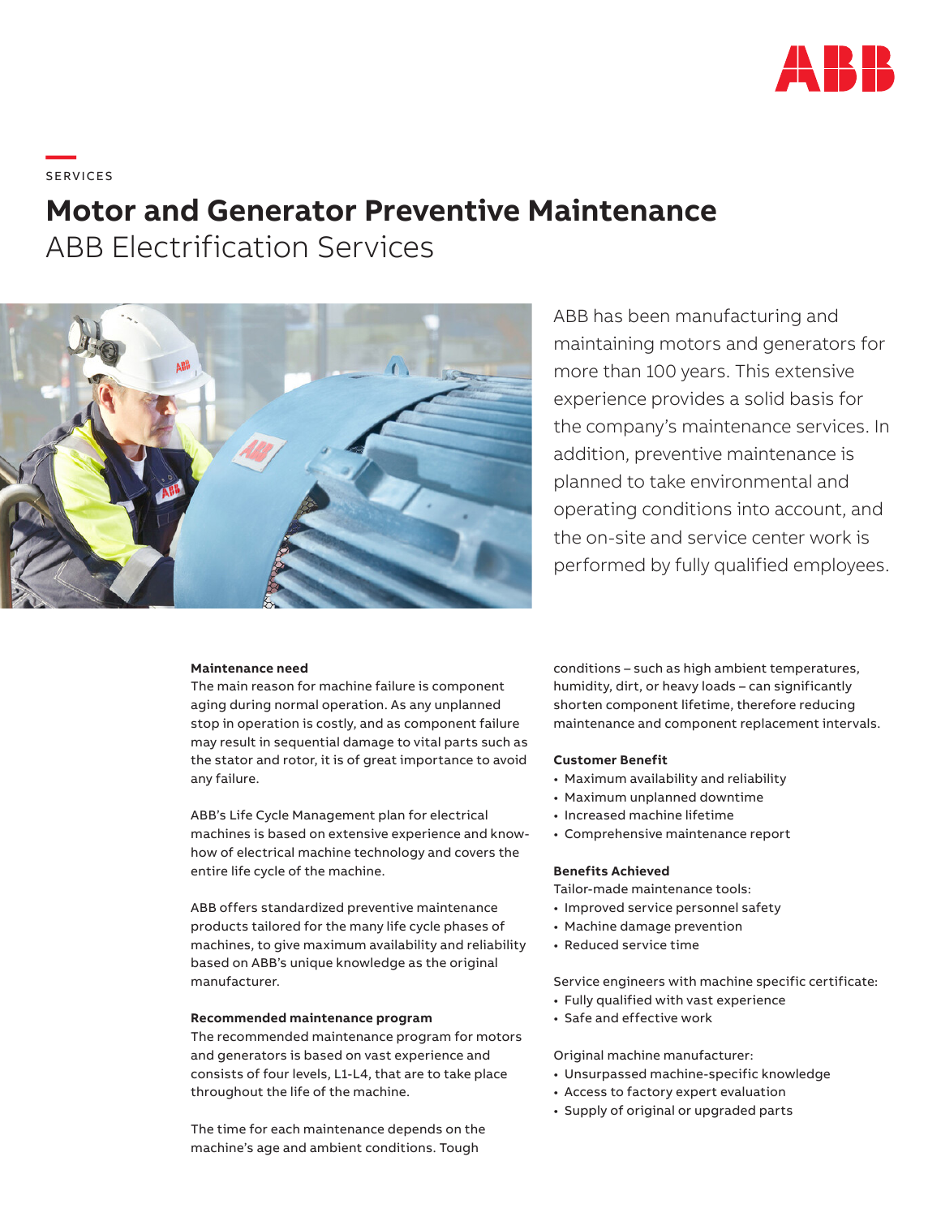SERVICES

# Motor and Generator Preventive Maintenance

## ABB Electrification Services

ABB has been manufacturing and maintaining motors and generators for more than 100 years. This extensive experience provides a solid basis for the company's maintenance services. In addition, preventive maintenance is planned to take environmental and operating conditions into account, and the on-site and service center work is performed by fully qualified employees.

**Maintenance need**

The main reason for machine failure is component aging during normal operation. As any unplanned stop in operation is costly, and as component failure may result in sequential damage to vital parts such as the stator and rotor, it is of great importance to avoid any failure.

ABB's Life Cycle Management plan for electrical machines is based on extensive experience and know-how of electrical machine technology and covers the entire life cycle of the machine.

ABB offers standardized preventive maintenance products tailored for the many life cycle phases of machines, to give maximum availability and reliability based on ABB's unique knowledge as the original manufacturer.

**Recommended maintenance program**

The recommended maintenance program for motors and generators is based on vast experience and consists of four levels, L1-L4, that are to take place throughout the life of the machine.

The time for each maintenance depends on the machine's age and ambient conditions. Tough conditions – such as high ambient temperatures, humidity, dirt, or heavy loads – can significantly shorten component lifetime, therefore reducing maintenance and component replacement intervals.

**Customer Benefit**

- Maximum availability and reliability
- Maximum unplanned downtime
- Increased machine lifetime
- Comprehensive maintenance report

**Benefits Achieved**

Tailor-made maintenance tools:

- Improved service personnel safety
- Machine damage prevention
- Reduced service time

Service engineers with machine specific certificate:

- Fully qualified with vast experience
- Safe and effective work

Original machine manufacturer:

- Unsurpassed machine-specific knowledge
- Access to factory expert evaluation
- Supply of original or upgraded parts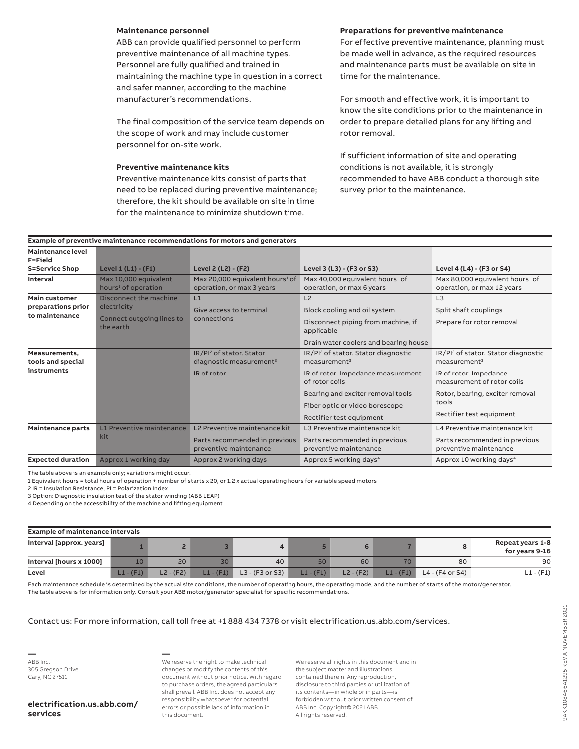### Maintenance personnel

ABB can provide qualified personnel to perform preventive maintenance of all machine types. Personnel are fully qualified and trained in maintaining the machine type in question in a correct and safer manner, according to the machine manufacturer's recommendations.

The final composition of the service team depends on the scope of work and may include customer personnel for on-site work.

### Preventive maintenance kits

Preventive maintenance kits consist of parts that need to be replaced during preventive maintenance; therefore, the kit should be available on site in time for the maintenance to minimize shutdown time.

### Preparations for preventive maintenance

For effective preventive maintenance, planning must be made well in advance, as the required resources and maintenance parts must be available on site in time for the maintenance.

For smooth and effective work, it is important to know the site conditions prior to the maintenance in order to prepare detailed plans for any lifting and rotor removal.

If sufficient information of site and operating conditions is not available, it is strongly recommended to have ABB conduct a thorough site survey prior to the maintenance.

**Example of preventive maintenance recommendations for motors and generators**

| Maintenance level F=Field S=Service Shop | Level 1 (L1) - (F1) | Level 2 (L2) - (F2) | Level 3 (L3) - (F3 or S3) | Level 4 (L4) - (F3 or S4) |
|---|---|---|---|---|
| **Interval** | Max 10,000 equivalent hours[1] of operation | Max 20,000 equivalent hours[1] of operation, or max 3 years | Max 40,000 equivalent hours[1] of operation, or max 6 years | Max 80,000 equivalent hours[1] of operation, or max 12 years |
| **Main customer preparations prior to maintenance** | Disconnect the machine electricity<br>Connect outgoing lines to the earth | L1<br>Give access to terminal connections | L2<br>Block cooling and oil system<br>Disconnect piping from machine, if applicable<br>Drain water coolers and bearing house | L3<br>Split shaft couplings<br>Prepare for rotor removal |
| **Measurements, tools and special instruments** | | IR/PI[2] of stator. Stator diagnostic measurement[3]<br>IR of rotor | IR/PI[2] of stator. Stator diagnostic measurement[3]<br>IR of rotor. Impedance measurement of rotor coils<br>Bearing and exciter removal tools<br>Fiber optic or video borescope<br>Rectifier test equipment | IR/PI[2] of stator. Stator diagnostic measurement[3]<br>IR of rotor. Impedance measurement of rotor coils<br>Rotor, bearing, exciter removal tools<br>Rectifier test equipment |
| **Maintenance parts** | L1 Preventive maintenance kit | L2 Preventive maintenance kit<br>Parts recommended in previous preventive maintenance | L3 Preventive maintenance kit<br>Parts recommended in previous preventive maintenance | L4 Preventive maintenance kit<br>Parts recommended in previous preventive maintenance |
| **Expected duration** | Approx 1 working day | Approx 2 working days | Approx 5 working days[4] | Approx 10 working days[4] |

The table above is an example only; variations might occur.

1 Equivalent hours = total hours of operation + number of starts x 20, or 1.2 x actual operating hours for variable speed motors

2 IR = Insulation Resistance, PI = Polarization Index

3 Option: Diagnostic insulation test of the stator winding (ABB LEAP)

4 Depending on the accessibility of the machine and lifting equipment

**Example of maintenance intervals**

| Interval [approx. years] | 1 | 2 | 3 | 4 | 5 | 6 | 7 | 8 | Repeat years 1-8 for years 9-16 |
|---|---|---|---|---|---|---|---|---|---|
| **Interval [hours x 1000]** | 10 | 20 | 30 | 40 | 50 | 60 | 70 | 80 | 90 |
| **Level** | L1 - (F1) | L2 - (F2) | L1 - (F1) | L3 - (F3 or S3) | L1 - (F1) | L2 - (F2) | L1 - (F1) | L4 - (F4 or S4) | L1 - (F1) |

Each maintenance schedule is determined by the actual site conditions, the number of operating hours, the operating mode, and the number of starts of the motor/generator. The table above is for information only. Consult your ABB motor/generator specialist for specific recommendations.

Contact us: For more information, call toll free at +1 888 434 7378 or visit electrification.us.abb.com/services.

—

ABB Inc.
305 Gregson Drive
Cary, NC 27511

**electrification.us.abb.com/services**

—

We reserve the right to make technical changes or modify the contents of this document without prior notice. With regard to purchase orders, the agreed particulars shall prevail. ABB Inc. does not accept any responsibility whatsoever for potential errors or possible lack of information in this document.

We reserve all rights in this document and in the subject matter and illustrations contained therein. Any reproduction, disclosure to third parties or utilization of its contents—in whole or in parts—is forbidden without prior written consent of ABB Inc. Copyright© 2021 ABB. All rights reserved.

9AKK108466A1295 REV A NOVEMBER 2021